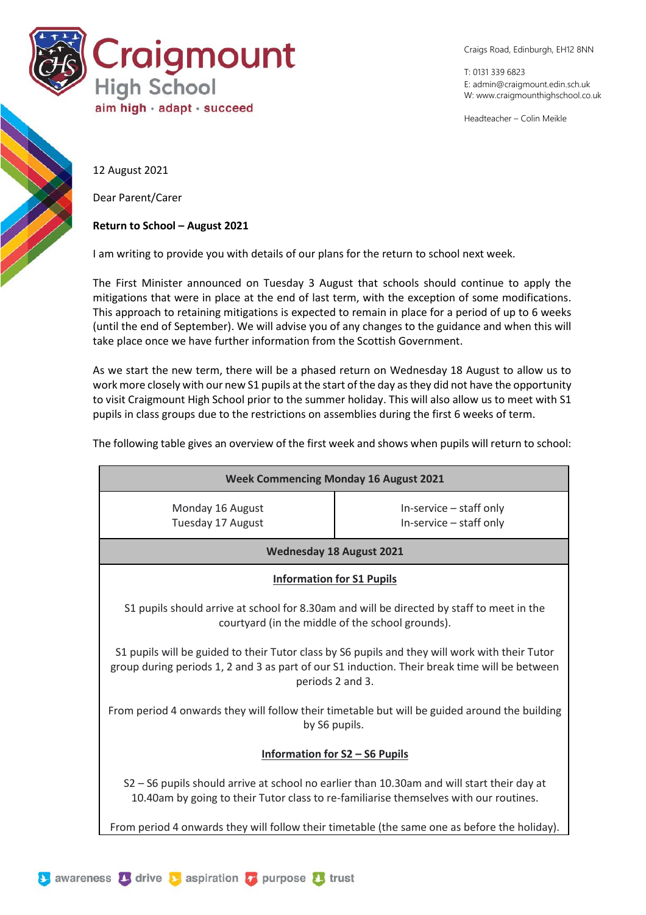# Craigmount High School

aim high · adapt · succeed

Craigs Road, Edinburgh, EH12 8NN

T: 0131 339 6823
E: admin@craigmount.edin.sch.uk
W: www.craigmounthighschool.co.uk

Headteacher – Colin Meikle

12 August 2021

Dear Parent/Carer

**Return to School – August 2021**

I am writing to provide you with details of our plans for the return to school next week.

The First Minister announced on Tuesday 3 August that schools should continue to apply the mitigations that were in place at the end of last term, with the exception of some modifications. This approach to retaining mitigations is expected to remain in place for a period of up to 6 weeks (until the end of September). We will advise you of any changes to the guidance and when this will take place once we have further information from the Scottish Government.

As we start the new term, there will be a phased return on Wednesday 18 August to allow us to work more closely with our new S1 pupils at the start of the day as they did not have the opportunity to visit Craigmount High School prior to the summer holiday. This will also allow us to meet with S1 pupils in class groups due to the restrictions on assemblies during the first 6 weeks of term.

The following table gives an overview of the first week and shows when pupils will return to school:

| **Week Commencing Monday 16 August 2021** | |
|---|---|
| Monday 16 August<br>Tuesday 17 August | In-service – staff only<br>In-service – staff only |
| **Wednesday 18 August 2021** | |
| **<u>Information for S1 Pupils</u>**<br><br>S1 pupils should arrive at school for 8.30am and will be directed by staff to meet in the courtyard (in the middle of the school grounds).<br><br>S1 pupils will be guided to their Tutor class by S6 pupils and they will work with their Tutor group during periods 1, 2 and 3 as part of our S1 induction. Their break time will be between periods 2 and 3.<br><br>From period 4 onwards they will follow their timetable but will be guided around the building by S6 pupils.<br><br>**<u>Information for S2 – S6 Pupils</u>**<br><br>S2 – S6 pupils should arrive at school no earlier than 10.30am and will start their day at 10.40am by going to their Tutor class to re-familiarise themselves with our routines.<br><br>From period 4 onwards they will follow their timetable (the same one as before the holiday). | |

awareness · drive · aspiration · purpose · trust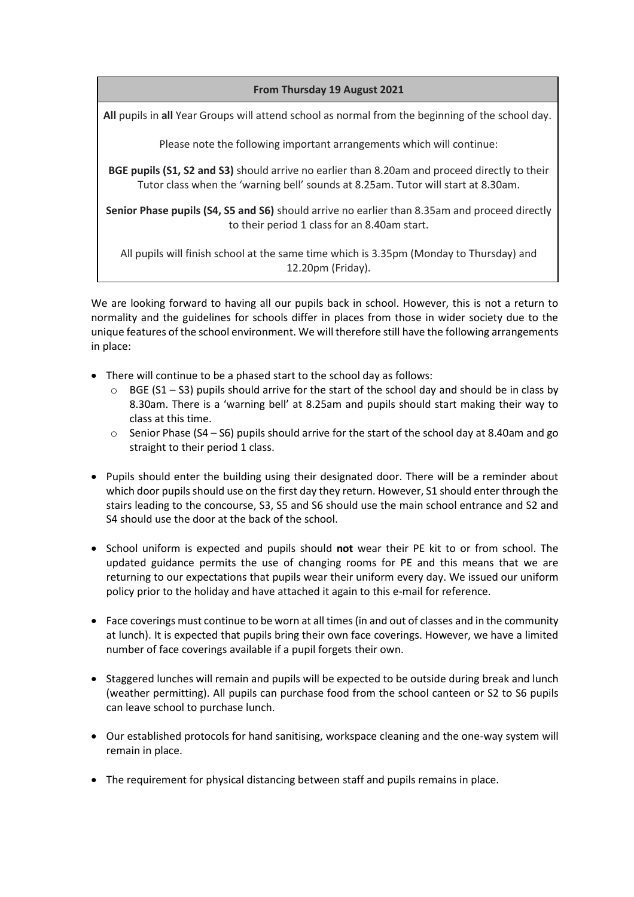**From Thursday 19 August 2021**

**All** pupils in **all** Year Groups will attend school as normal from the beginning of the school day.

Please note the following important arrangements which will continue:

**BGE pupils (S1, S2 and S3)** should arrive no earlier than 8.20am and proceed directly to their Tutor class when the 'warning bell' sounds at 8.25am. Tutor will start at 8.30am.

**Senior Phase pupils (S4, S5 and S6)** should arrive no earlier than 8.35am and proceed directly to their period 1 class for an 8.40am start.

All pupils will finish school at the same time which is 3.35pm (Monday to Thursday) and 12.20pm (Friday).

We are looking forward to having all our pupils back in school. However, this is not a return to normality and the guidelines for schools differ in places from those in wider society due to the unique features of the school environment. We will therefore still have the following arrangements in place:

- There will continue to be a phased start to the school day as follows:
  - BGE (S1 – S3) pupils should arrive for the start of the school day and should be in class by 8.30am. There is a 'warning bell' at 8.25am and pupils should start making their way to class at this time.
  - Senior Phase (S4 – S6) pupils should arrive for the start of the school day at 8.40am and go straight to their period 1 class.
- Pupils should enter the building using their designated door. There will be a reminder about which door pupils should use on the first day they return. However, S1 should enter through the stairs leading to the concourse, S3, S5 and S6 should use the main school entrance and S2 and S4 should use the door at the back of the school.
- School uniform is expected and pupils should **not** wear their PE kit to or from school. The updated guidance permits the use of changing rooms for PE and this means that we are returning to our expectations that pupils wear their uniform every day. We issued our uniform policy prior to the holiday and have attached it again to this e-mail for reference.
- Face coverings must continue to be worn at all times (in and out of classes and in the community at lunch). It is expected that pupils bring their own face coverings. However, we have a limited number of face coverings available if a pupil forgets their own.
- Staggered lunches will remain and pupils will be expected to be outside during break and lunch (weather permitting). All pupils can purchase food from the school canteen or S2 to S6 pupils can leave school to purchase lunch.
- Our established protocols for hand sanitising, workspace cleaning and the one-way system will remain in place.
- The requirement for physical distancing between staff and pupils remains in place.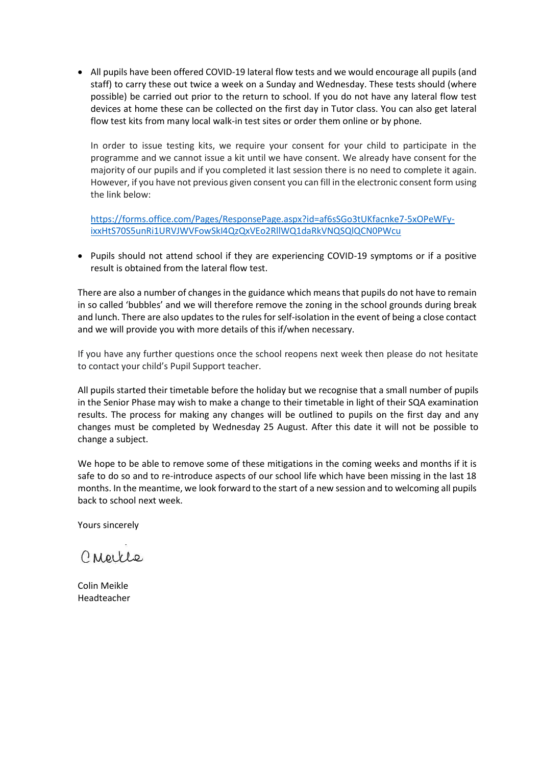- All pupils have been offered COVID-19 lateral flow tests and we would encourage all pupils (and staff) to carry these out twice a week on a Sunday and Wednesday. These tests should (where possible) be carried out prior to the return to school. If you do not have any lateral flow test devices at home these can be collected on the first day in Tutor class. You can also get lateral flow test kits from many local walk-in test sites or order them online or by phone.

  In order to issue testing kits, we require your consent for your child to participate in the programme and we cannot issue a kit until we have consent. We already have consent for the majority of our pupils and if you completed it last session there is no need to complete it again. However, if you have not previous given consent you can fill in the electronic consent form using the link below:

  https://forms.office.com/Pages/ResponsePage.aspx?id=af6sSGo3tUKfacnke7-5xOPeWFy-ixxHtS70S5unRi1URVJWVFowSkI4QzQxVEo2RllWQ1daRkVNQSQlQCN0PWcu

- Pupils should not attend school if they are experiencing COVID-19 symptoms or if a positive result is obtained from the lateral flow test.

There are also a number of changes in the guidance which means that pupils do not have to remain in so called 'bubbles' and we will therefore remove the zoning in the school grounds during break and lunch. There are also updates to the rules for self-isolation in the event of being a close contact and we will provide you with more details of this if/when necessary.

If you have any further questions once the school reopens next week then please do not hesitate to contact your child's Pupil Support teacher.

All pupils started their timetable before the holiday but we recognise that a small number of pupils in the Senior Phase may wish to make a change to their timetable in light of their SQA examination results. The process for making any changes will be outlined to pupils on the first day and any changes must be completed by Wednesday 25 August. After this date it will not be possible to change a subject.

We hope to be able to remove some of these mitigations in the coming weeks and months if it is safe to do so and to re-introduce aspects of our school life which have been missing in the last 18 months. In the meantime, we look forward to the start of a new session and to welcoming all pupils back to school next week.

Yours sincerely

C Meikle

Colin Meikle
Headteacher